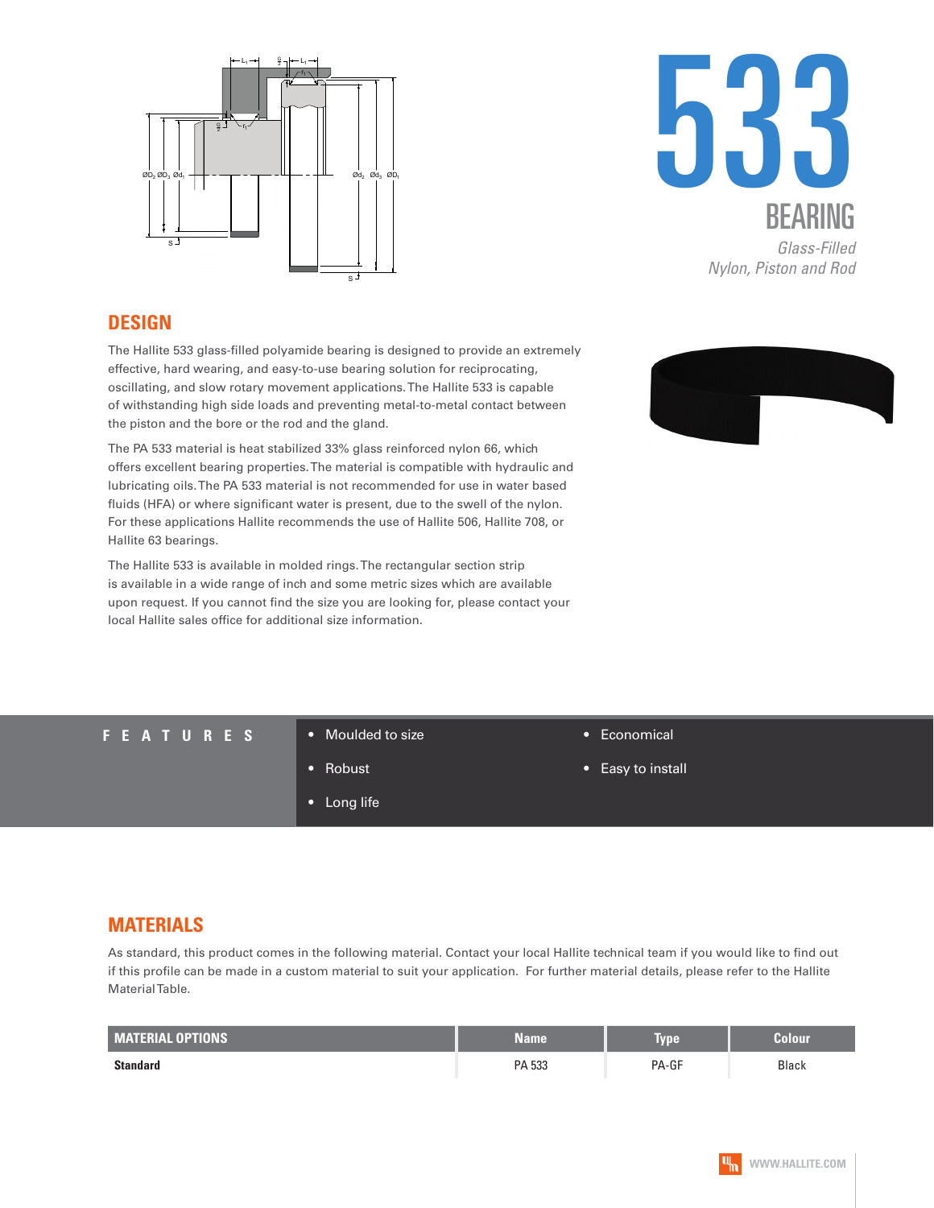# 533

## BEARING

*Glass-Filled Nylon, Piston and Rod*

## DESIGN

The Hallite 533 glass-filled polyamide bearing is designed to provide an extremely effective, hard wearing, and easy-to-use bearing solution for reciprocating, oscillating, and slow rotary movement applications. The Hallite 533 is capable of withstanding high side loads and preventing metal-to-metal contact between the piston and the bore or the rod and the gland.

The PA 533 material is heat stabilized 33% glass reinforced nylon 66, which offers excellent bearing properties. The material is compatible with hydraulic and lubricating oils. The PA 533 material is not recommended for use in water based fluids (HFA) or where significant water is present, due to the swell of the nylon. For these applications Hallite recommends the use of Hallite 506, Hallite 708, or Hallite 63 bearings.

The Hallite 533 is available in molded rings. The rectangular section strip is available in a wide range of inch and some metric sizes which are available upon request. If you cannot find the size you are looking for, please contact your local Hallite sales office for additional size information.

## FEATURES

- Moulded to size
- Robust
- Long life
- Economical
- Easy to install

## MATERIALS

As standard, this product comes in the following material. Contact your local Hallite technical team if you would like to find out if this profile can be made in a custom material to suit your application. For further material details, please refer to the Hallite Material Table.

| MATERIAL OPTIONS | Name | Type | Colour |
|---|---|---|---|
| **Standard** | PA 533 | PA-GF | Black |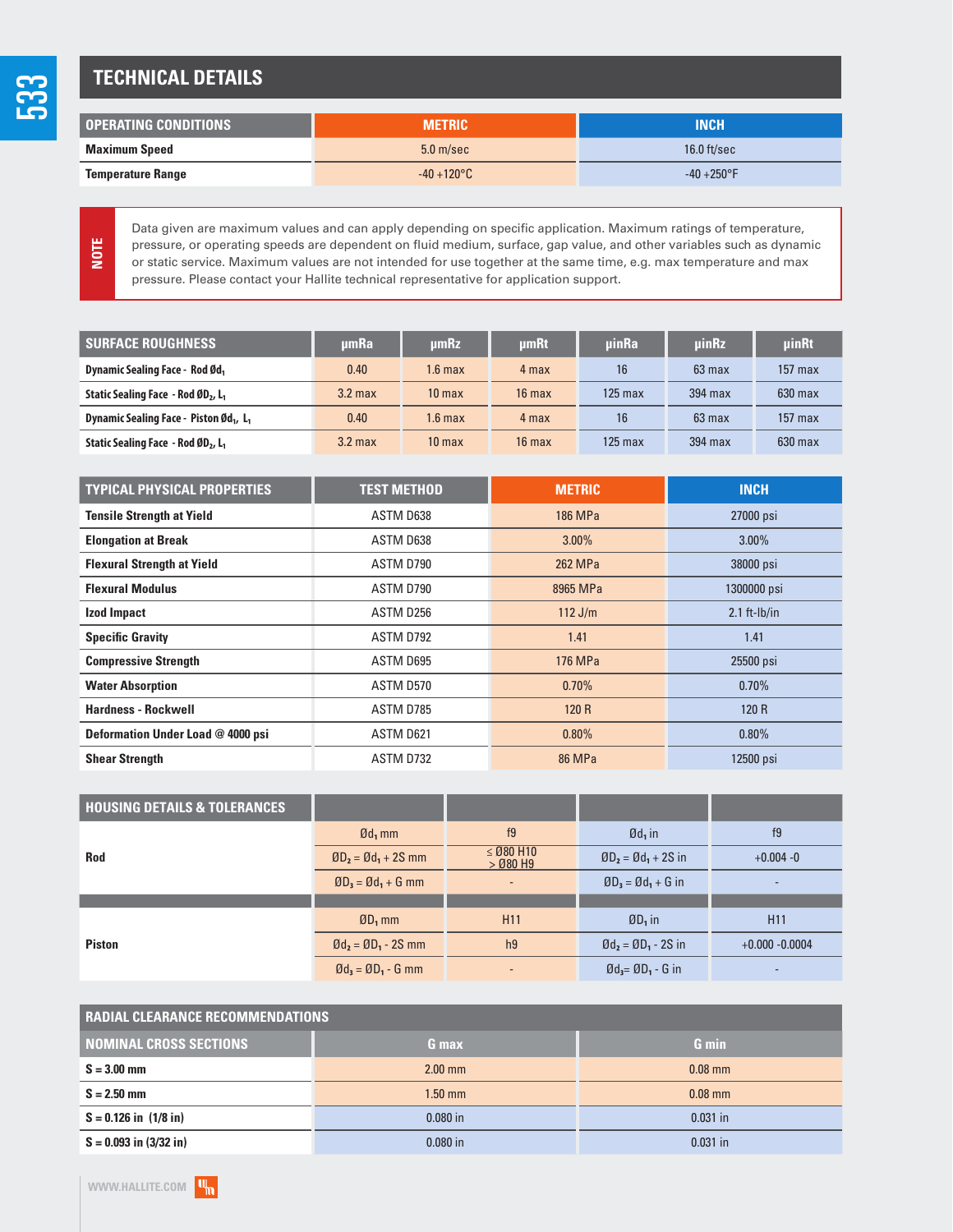## TECHNICAL DETAILS

| OPERATING CONDITIONS | METRIC | INCH |
| --- | --- | --- |
| Maximum Speed | 5.0 m/sec | 16.0 ft/sec |
| Temperature Range | -40 +120°C | -40 +250°F |

**NOTE**

Data given are maximum values and can apply depending on specific application. Maximum ratings of temperature, pressure, or operating speeds are dependent on fluid medium, surface, gap value, and other variables such as dynamic or static service. Maximum values are not intended for use together at the same time, e.g. max temperature and max pressure. Please contact your Hallite technical representative for application support.

| SURFACE ROUGHNESS | µmRa | µmRz | µmRt | µinRa | µinRz | µinRt |
| --- | --- | --- | --- | --- | --- | --- |
| Dynamic Sealing Face - Rod $Ød_1$ | 0.40 | 1.6 max | 4 max | 16 | 63 max | 157 max |
| Static Sealing Face - Rod $ØD_2$, $L_1$ | 3.2 max | 10 max | 16 max | 125 max | 394 max | 630 max |
| Dynamic Sealing Face - Piston $Ød_1$, $L_1$ | 0.40 | 1.6 max | 4 max | 16 | 63 max | 157 max |
| Static Sealing Face - Rod $ØD_2$, $L_1$ | 3.2 max | 10 max | 16 max | 125 max | 394 max | 630 max |

| TYPICAL PHYSICAL PROPERTIES | TEST METHOD | METRIC | INCH |
| --- | --- | --- | --- |
| Tensile Strength at Yield | ASTM D638 | 186 MPa | 27000 psi |
| Elongation at Break | ASTM D638 | 3.00% | 3.00% |
| Flexural Strength at Yield | ASTM D790 | 262 MPa | 38000 psi |
| Flexural Modulus | ASTM D790 | 8965 MPa | 1300000 psi |
| Izod Impact | ASTM D256 | 112 J/m | 2.1 ft-lb/in |
| Specific Gravity | ASTM D792 | 1.41 | 1.41 |
| Compressive Strength | ASTM D695 | 176 MPa | 25500 psi |
| Water Absorption | ASTM D570 | 0.70% | 0.70% |
| Hardness - Rockwell | ASTM D785 | 120 R | 120 R |
| Deformation Under Load @ 4000 psi | ASTM D621 | 0.80% | 0.80% |
| Shear Strength | ASTM D732 | 86 MPa | 12500 psi |

| HOUSING DETAILS & TOLERANCES | | | | |
| --- | --- | --- | --- | --- |
| Rod | $Ød_1$ mm | f9 | $Ød_1$ in | f9 |
| | $ØD_2 = Ød_1 + 2S$ mm | ≤ Ø80 H10<br>> Ø80 H9 | $ØD_2 = Ød_1 + 2S$ in | +0.004 -0 |
| | $ØD_3 = Ød_1 + G$ mm | - | $ØD_3 = Ød_1 + G$ in | - |
| Piston | $ØD_1$ mm | H11 | $ØD_1$ in | H11 |
| | $Ød_2 = ØD_1 - 2S$ mm | h9 | $Ød_2 = ØD_1 - 2S$ in | +0.000 -0.0004 |
| | $Ød_3 = ØD_1 - G$ mm | - | $Ød_3 = ØD_1 - G$ in | - |

| RADIAL CLEARANCE RECOMMENDATIONS | | |
| --- | --- | --- |
| NOMINAL CROSS SECTIONS | G max | G min |
| S = 3.00 mm | 2.00 mm | 0.08 mm |
| S = 2.50 mm | 1.50 mm | 0.08 mm |
| S = 0.126 in (1/8 in) | 0.080 in | 0.031 in |
| S = 0.093 in (3/32 in) | 0.080 in | 0.031 in |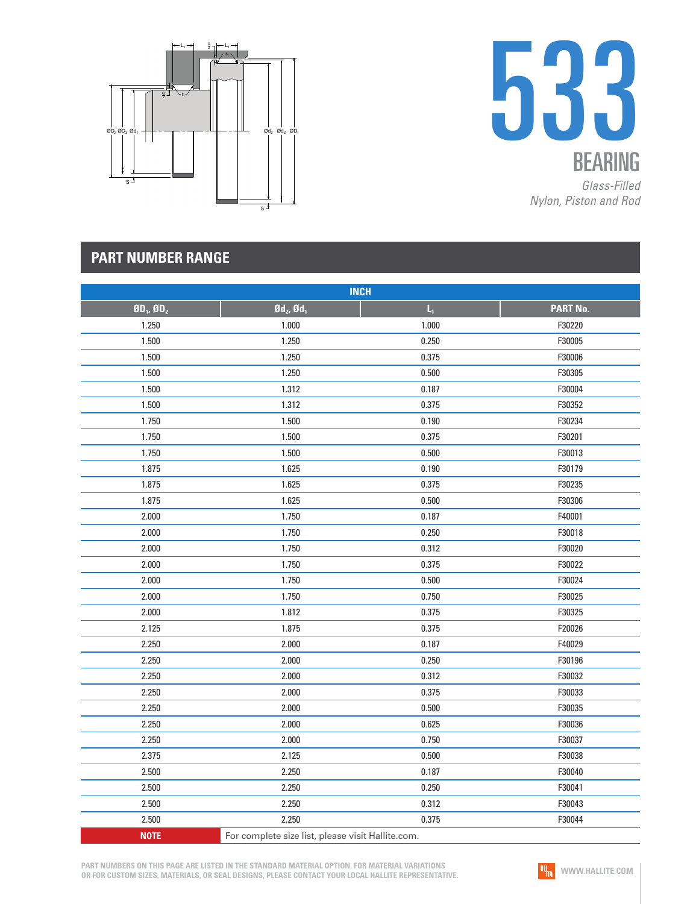# 533

## BEARING

*Glass-Filled Nylon, Piston and Rod*

## PART NUMBER RANGE

| INCH | | | |
|---|---|---|---|
| $ØD_1$, $ØD_2$ | $Ød_2$, $Ød_1$ | $L_1$ | PART No. |
| 1.250 | 1.000 | 1.000 | F30220 |
| 1.500 | 1.250 | 0.250 | F30005 |
| 1.500 | 1.250 | 0.375 | F30006 |
| 1.500 | 1.250 | 0.500 | F30305 |
| 1.500 | 1.312 | 0.187 | F30004 |
| 1.500 | 1.312 | 0.375 | F30352 |
| 1.750 | 1.500 | 0.190 | F30234 |
| 1.750 | 1.500 | 0.375 | F30201 |
| 1.750 | 1.500 | 0.500 | F30013 |
| 1.875 | 1.625 | 0.190 | F30179 |
| 1.875 | 1.625 | 0.375 | F30235 |
| 1.875 | 1.625 | 0.500 | F30306 |
| 2.000 | 1.750 | 0.187 | F40001 |
| 2.000 | 1.750 | 0.250 | F30018 |
| 2.000 | 1.750 | 0.312 | F30020 |
| 2.000 | 1.750 | 0.375 | F30022 |
| 2.000 | 1.750 | 0.500 | F30024 |
| 2.000 | 1.750 | 0.750 | F30025 |
| 2.000 | 1.812 | 0.375 | F30325 |
| 2.125 | 1.875 | 0.375 | F20026 |
| 2.250 | 2.000 | 0.187 | F40029 |
| 2.250 | 2.000 | 0.250 | F30196 |
| 2.250 | 2.000 | 0.312 | F30032 |
| 2.250 | 2.000 | 0.375 | F30033 |
| 2.250 | 2.000 | 0.500 | F30035 |
| 2.250 | 2.000 | 0.625 | F30036 |
| 2.250 | 2.000 | 0.750 | F30037 |
| 2.375 | 2.125 | 0.500 | F30038 |
| 2.500 | 2.250 | 0.187 | F30040 |
| 2.500 | 2.250 | 0.250 | F30041 |
| 2.500 | 2.250 | 0.312 | F30043 |
| 2.500 | 2.250 | 0.375 | F30044 |
| **NOTE** | For complete size list, please visit Hallite.com. | | |

PART NUMBERS ON THIS PAGE ARE LISTED IN THE STANDARD MATERIAL OPTION. FOR MATERIAL VARIATIONS OR FOR CUSTOM SIZES, MATERIALS, OR SEAL DESIGNS, PLEASE CONTACT YOUR LOCAL HALLITE REPRESENTATIVE.

WWW.HALLITE.COM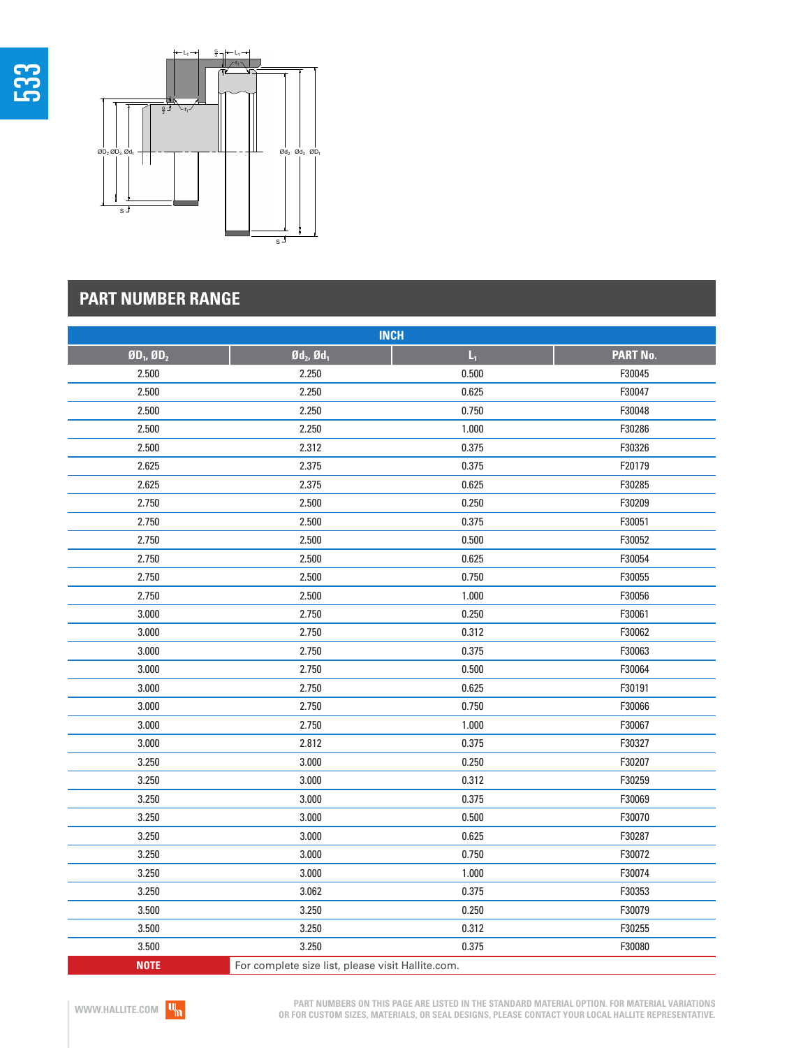## PART NUMBER RANGE

| INCH | | | |
|---|---|---|---|
| $ØD_1$, $ØD_2$ | $Ød_2$, $Ød_1$ | $L_1$ | PART No. |
| 2.500 | 2.250 | 0.500 | F30045 |
| 2.500 | 2.250 | 0.625 | F30047 |
| 2.500 | 2.250 | 0.750 | F30048 |
| 2.500 | 2.250 | 1.000 | F30286 |
| 2.500 | 2.312 | 0.375 | F30326 |
| 2.625 | 2.375 | 0.375 | F20179 |
| 2.625 | 2.375 | 0.625 | F30285 |
| 2.750 | 2.500 | 0.250 | F30209 |
| 2.750 | 2.500 | 0.375 | F30051 |
| 2.750 | 2.500 | 0.500 | F30052 |
| 2.750 | 2.500 | 0.625 | F30054 |
| 2.750 | 2.500 | 0.750 | F30055 |
| 2.750 | 2.500 | 1.000 | F30056 |
| 3.000 | 2.750 | 0.250 | F30061 |
| 3.000 | 2.750 | 0.312 | F30062 |
| 3.000 | 2.750 | 0.375 | F30063 |
| 3.000 | 2.750 | 0.500 | F30064 |
| 3.000 | 2.750 | 0.625 | F30191 |
| 3.000 | 2.750 | 0.750 | F30066 |
| 3.000 | 2.750 | 1.000 | F30067 |
| 3.000 | 2.812 | 0.375 | F30327 |
| 3.250 | 3.000 | 0.250 | F30207 |
| 3.250 | 3.000 | 0.312 | F30259 |
| 3.250 | 3.000 | 0.375 | F30069 |
| 3.250 | 3.000 | 0.500 | F30070 |
| 3.250 | 3.000 | 0.625 | F30287 |
| 3.250 | 3.000 | 0.750 | F30072 |
| 3.250 | 3.000 | 1.000 | F30074 |
| 3.250 | 3.062 | 0.375 | F30353 |
| 3.500 | 3.250 | 0.250 | F30079 |
| 3.500 | 3.250 | 0.312 | F30255 |
| 3.500 | 3.250 | 0.375 | F30080 |
| **NOTE** | For complete size list, please visit Hallite.com. | | |

PART NUMBERS ON THIS PAGE ARE LISTED IN THE STANDARD MATERIAL OPTION. FOR MATERIAL VARIATIONS OR FOR CUSTOM SIZES, MATERIALS, OR SEAL DESIGNS, PLEASE CONTACT YOUR LOCAL HALLITE REPRESENTATIVE.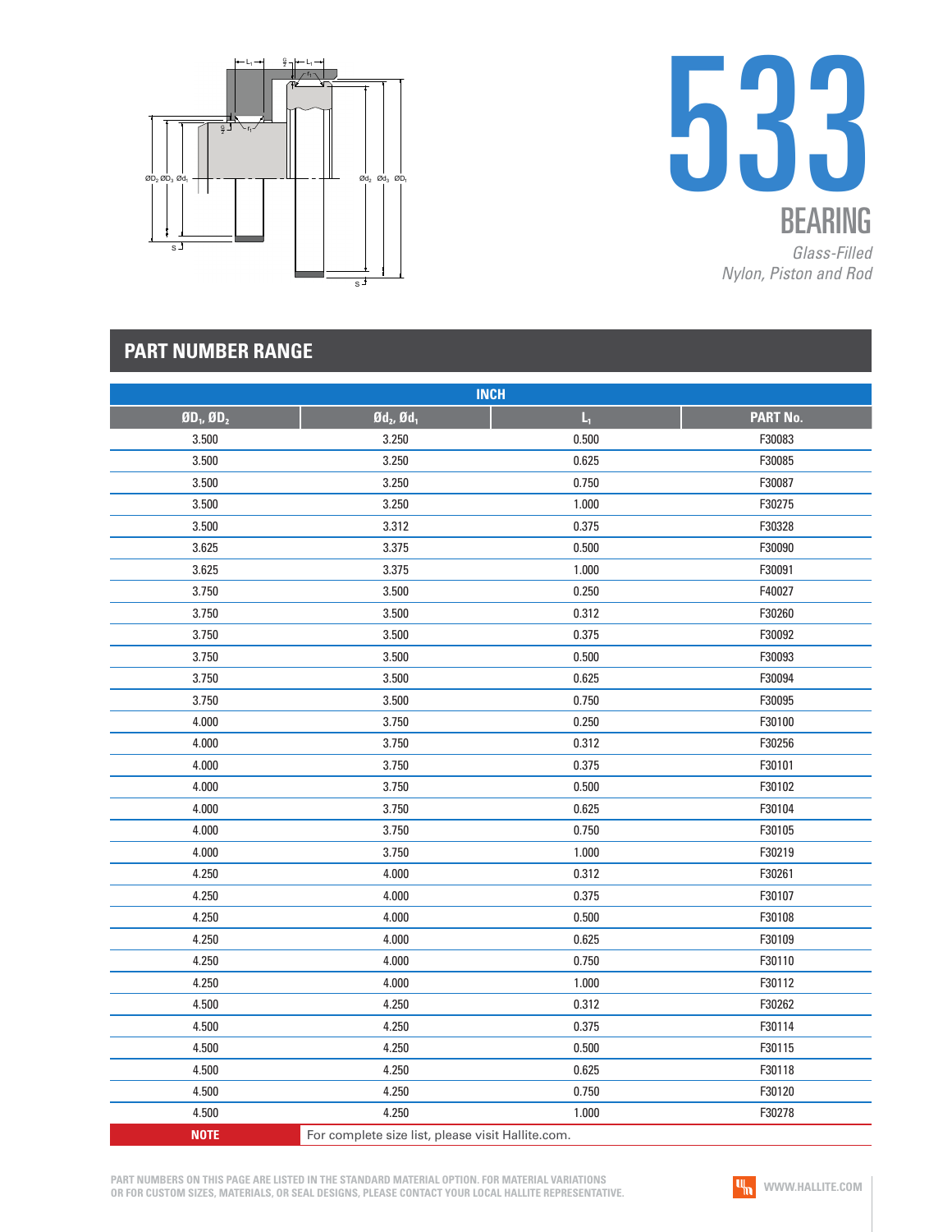# 533

## BEARING

*Glass-Filled Nylon, Piston and Rod*

## PART NUMBER RANGE

| INCH | | | |
|---|---|---|---|
| $ØD_1$, $ØD_2$ | $Ød_2$, $Ød_1$ | $L_1$ | PART No. |
| 3.500 | 3.250 | 0.500 | F30083 |
| 3.500 | 3.250 | 0.625 | F30085 |
| 3.500 | 3.250 | 0.750 | F30087 |
| 3.500 | 3.250 | 1.000 | F30275 |
| 3.500 | 3.312 | 0.375 | F30328 |
| 3.625 | 3.375 | 0.500 | F30090 |
| 3.625 | 3.375 | 1.000 | F30091 |
| 3.750 | 3.500 | 0.250 | F40027 |
| 3.750 | 3.500 | 0.312 | F30260 |
| 3.750 | 3.500 | 0.375 | F30092 |
| 3.750 | 3.500 | 0.500 | F30093 |
| 3.750 | 3.500 | 0.625 | F30094 |
| 3.750 | 3.500 | 0.750 | F30095 |
| 4.000 | 3.750 | 0.250 | F30100 |
| 4.000 | 3.750 | 0.312 | F30256 |
| 4.000 | 3.750 | 0.375 | F30101 |
| 4.000 | 3.750 | 0.500 | F30102 |
| 4.000 | 3.750 | 0.625 | F30104 |
| 4.000 | 3.750 | 0.750 | F30105 |
| 4.000 | 3.750 | 1.000 | F30219 |
| 4.250 | 4.000 | 0.312 | F30261 |
| 4.250 | 4.000 | 0.375 | F30107 |
| 4.250 | 4.000 | 0.500 | F30108 |
| 4.250 | 4.000 | 0.625 | F30109 |
| 4.250 | 4.000 | 0.750 | F30110 |
| 4.250 | 4.000 | 1.000 | F30112 |
| 4.500 | 4.250 | 0.312 | F30262 |
| 4.500 | 4.250 | 0.375 | F30114 |
| 4.500 | 4.250 | 0.500 | F30115 |
| 4.500 | 4.250 | 0.625 | F30118 |
| 4.500 | 4.250 | 0.750 | F30120 |
| 4.500 | 4.250 | 1.000 | F30278 |
| **NOTE** | For complete size list, please visit Hallite.com. | | |

PART NUMBERS ON THIS PAGE ARE LISTED IN THE STANDARD MATERIAL OPTION. FOR MATERIAL VARIATIONS OR FOR CUSTOM SIZES, MATERIALS, OR SEAL DESIGNS, PLEASE CONTACT YOUR LOCAL HALLITE REPRESENTATIVE.

WWW.HALLITE.COM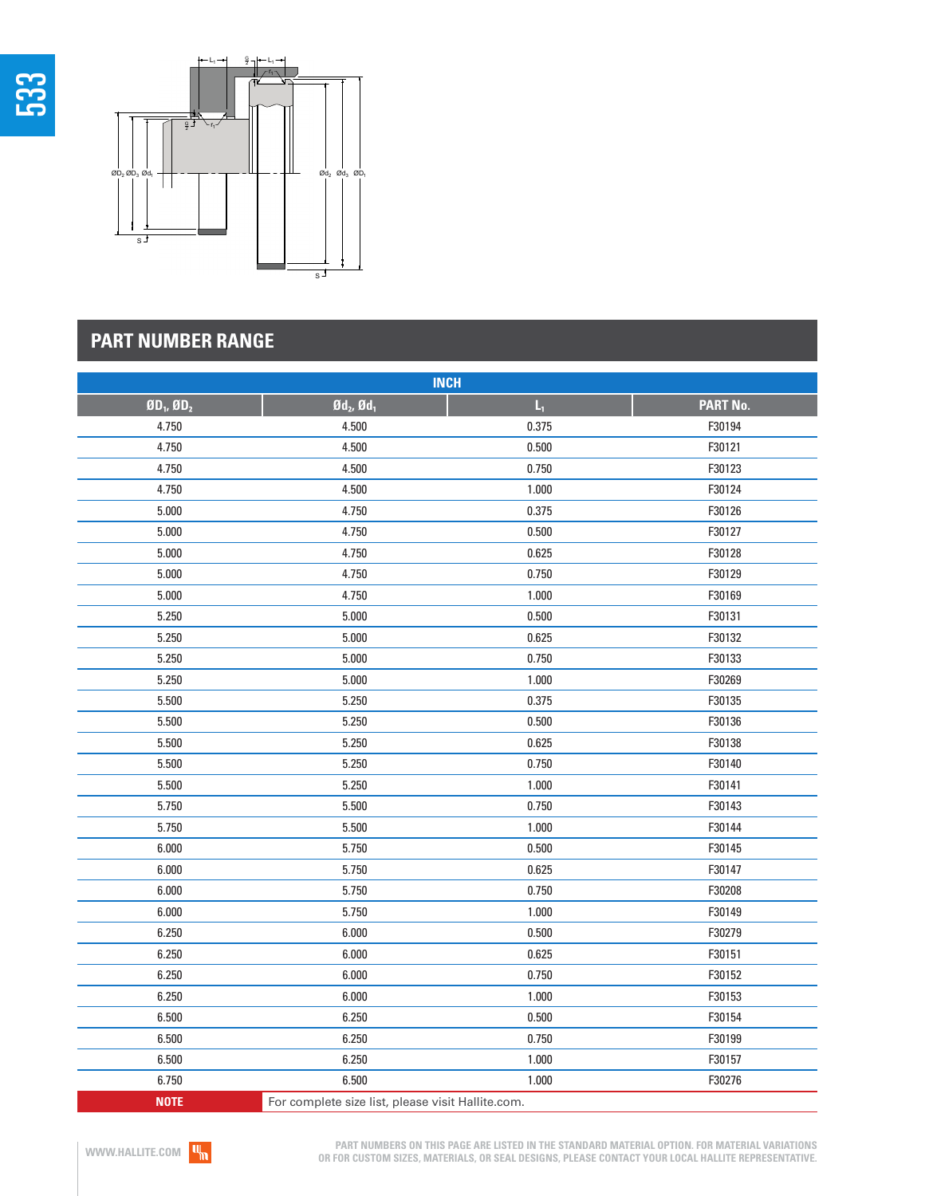## PART NUMBER RANGE

| INCH | | | |
|---|---|---|---|
| $ØD_1$, $ØD_2$ | $Ød_2$, $Ød_1$ | $L_1$ | PART No. |
| 4.750 | 4.500 | 0.375 | F30194 |
| 4.750 | 4.500 | 0.500 | F30121 |
| 4.750 | 4.500 | 0.750 | F30123 |
| 4.750 | 4.500 | 1.000 | F30124 |
| 5.000 | 4.750 | 0.375 | F30126 |
| 5.000 | 4.750 | 0.500 | F30127 |
| 5.000 | 4.750 | 0.625 | F30128 |
| 5.000 | 4.750 | 0.750 | F30129 |
| 5.000 | 4.750 | 1.000 | F30169 |
| 5.250 | 5.000 | 0.500 | F30131 |
| 5.250 | 5.000 | 0.625 | F30132 |
| 5.250 | 5.000 | 0.750 | F30133 |
| 5.250 | 5.000 | 1.000 | F30269 |
| 5.500 | 5.250 | 0.375 | F30135 |
| 5.500 | 5.250 | 0.500 | F30136 |
| 5.500 | 5.250 | 0.625 | F30138 |
| 5.500 | 5.250 | 0.750 | F30140 |
| 5.500 | 5.250 | 1.000 | F30141 |
| 5.750 | 5.500 | 0.750 | F30143 |
| 5.750 | 5.500 | 1.000 | F30144 |
| 6.000 | 5.750 | 0.500 | F30145 |
| 6.000 | 5.750 | 0.625 | F30147 |
| 6.000 | 5.750 | 0.750 | F30208 |
| 6.000 | 5.750 | 1.000 | F30149 |
| 6.250 | 6.000 | 0.500 | F30279 |
| 6.250 | 6.000 | 0.625 | F30151 |
| 6.250 | 6.000 | 0.750 | F30152 |
| 6.250 | 6.000 | 1.000 | F30153 |
| 6.500 | 6.250 | 0.500 | F30154 |
| 6.500 | 6.250 | 0.750 | F30199 |
| 6.500 | 6.250 | 1.000 | F30157 |
| 6.750 | 6.500 | 1.000 | F30276 |
| **NOTE** | For complete size list, please visit Hallite.com. | | |

WWW.HALLITE.COM

PART NUMBERS ON THIS PAGE ARE LISTED IN THE STANDARD MATERIAL OPTION. FOR MATERIAL VARIATIONS OR FOR CUSTOM SIZES, MATERIALS, OR SEAL DESIGNS, PLEASE CONTACT YOUR LOCAL HALLITE REPRESENTATIVE.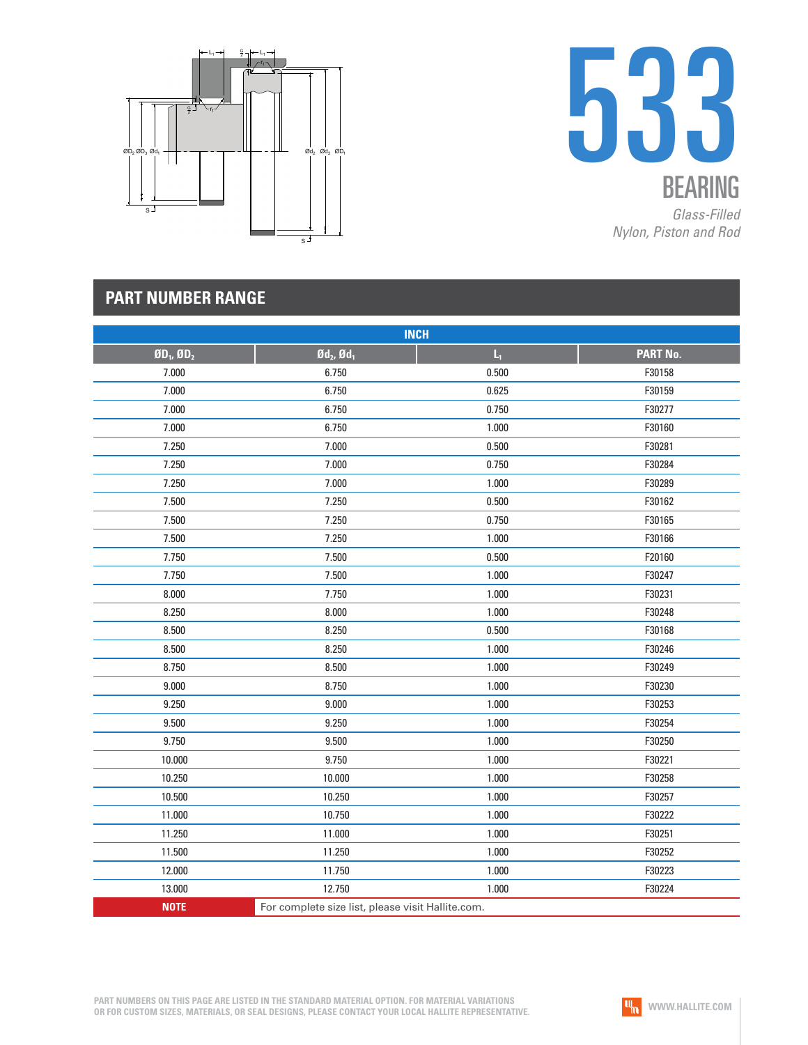# 533

## BEARING

*Glass-Filled Nylon, Piston and Rod*

## PART NUMBER RANGE

| INCH | | | |
|---|---|---|---|
| $ØD_1, ØD_2$ | $Ød_2, Ød_1$ | $L_1$ | PART No. |
| 7.000 | 6.750 | 0.500 | F30158 |
| 7.000 | 6.750 | 0.625 | F30159 |
| 7.000 | 6.750 | 0.750 | F30277 |
| 7.000 | 6.750 | 1.000 | F30160 |
| 7.250 | 7.000 | 0.500 | F30281 |
| 7.250 | 7.000 | 0.750 | F30284 |
| 7.250 | 7.000 | 1.000 | F30289 |
| 7.500 | 7.250 | 0.500 | F30162 |
| 7.500 | 7.250 | 0.750 | F30165 |
| 7.500 | 7.250 | 1.000 | F30166 |
| 7.750 | 7.500 | 0.500 | F20160 |
| 7.750 | 7.500 | 1.000 | F30247 |
| 8.000 | 7.750 | 1.000 | F30231 |
| 8.250 | 8.000 | 1.000 | F30248 |
| 8.500 | 8.250 | 0.500 | F30168 |
| 8.500 | 8.250 | 1.000 | F30246 |
| 8.750 | 8.500 | 1.000 | F30249 |
| 9.000 | 8.750 | 1.000 | F30230 |
| 9.250 | 9.000 | 1.000 | F30253 |
| 9.500 | 9.250 | 1.000 | F30254 |
| 9.750 | 9.500 | 1.000 | F30250 |
| 10.000 | 9.750 | 1.000 | F30221 |
| 10.250 | 10.000 | 1.000 | F30258 |
| 10.500 | 10.250 | 1.000 | F30257 |
| 11.000 | 10.750 | 1.000 | F30222 |
| 11.250 | 11.000 | 1.000 | F30251 |
| 11.500 | 11.250 | 1.000 | F30252 |
| 12.000 | 11.750 | 1.000 | F30223 |
| 13.000 | 12.750 | 1.000 | F30224 |
| **NOTE** | For complete size list, please visit Hallite.com. | | |

PART NUMBERS ON THIS PAGE ARE LISTED IN THE STANDARD MATERIAL OPTION. FOR MATERIAL VARIATIONS OR FOR CUSTOM SIZES, MATERIALS, OR SEAL DESIGNS, PLEASE CONTACT YOUR LOCAL HALLITE REPRESENTATIVE.

WWW.HALLITE.COM